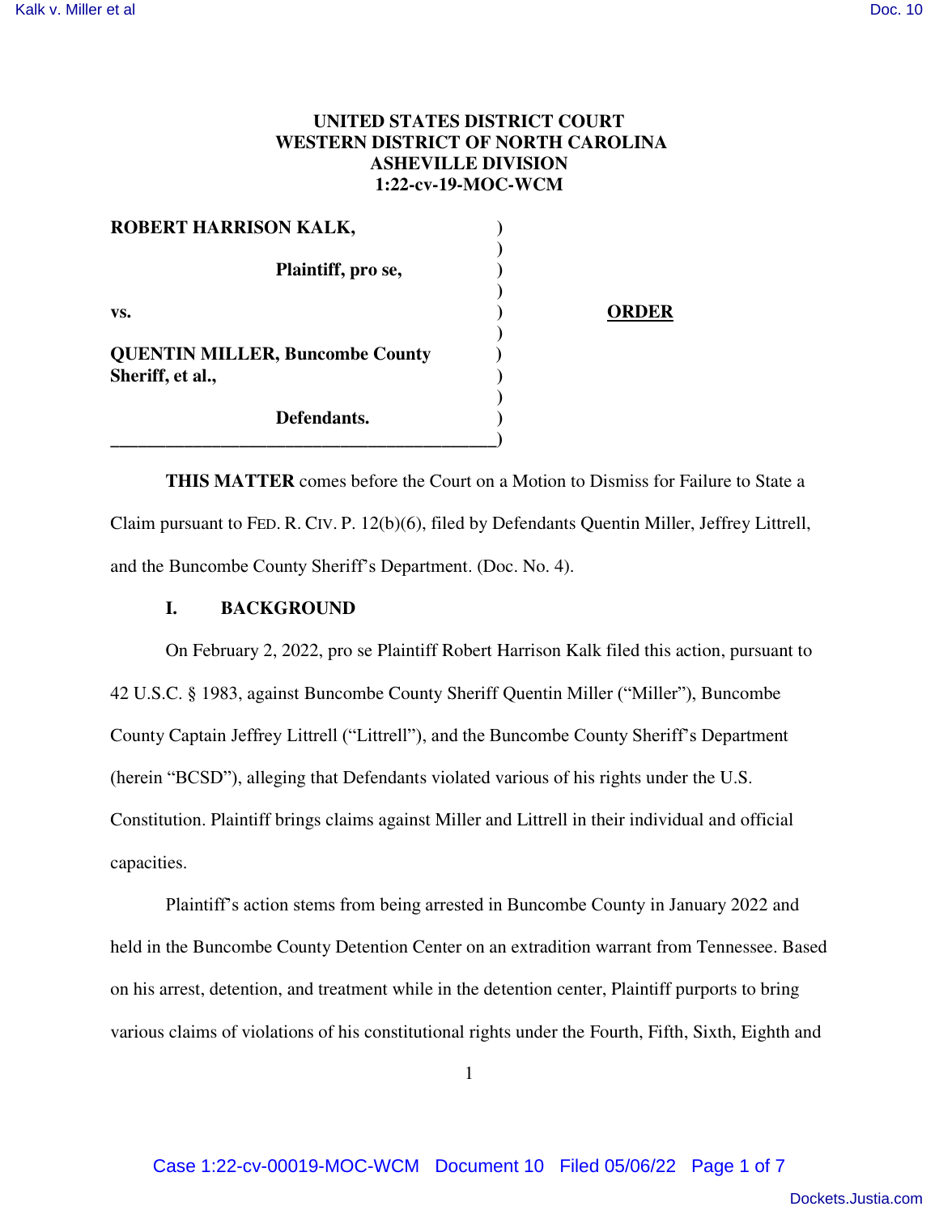**UNITED STATES DISTRICT COURT**
**WESTERN DISTRICT OF NORTH CAROLINA**
**ASHEVILLE DIVISION**
**1:22-cv-19-MOC-WCM**

| | |
|---|---|
| **ROBERT HARRISON KALK,** | |
| **Plaintiff, pro se,** | |
| **vs.** | **ORDER** |
| **QUENTIN MILLER, Buncombe County Sheriff, et al.,** | |
| **Defendants.** | |

**THIS MATTER** comes before the Court on a Motion to Dismiss for Failure to State a Claim pursuant to FED. R. CIV. P. 12(b)(6), filed by Defendants Quentin Miller, Jeffrey Littrell, and the Buncombe County Sheriff's Department. (Doc. No. 4).

## I. BACKGROUND

On February 2, 2022, pro se Plaintiff Robert Harrison Kalk filed this action, pursuant to 42 U.S.C. § 1983, against Buncombe County Sheriff Quentin Miller ("Miller"), Buncombe County Captain Jeffrey Littrell ("Littrell"), and the Buncombe County Sheriff's Department (herein "BCSD"), alleging that Defendants violated various of his rights under the U.S. Constitution. Plaintiff brings claims against Miller and Littrell in their individual and official capacities.

Plaintiff's action stems from being arrested in Buncombe County in January 2022 and held in the Buncombe County Detention Center on an extradition warrant from Tennessee. Based on his arrest, detention, and treatment while in the detention center, Plaintiff purports to bring various claims of violations of his constitutional rights under the Fourth, Fifth, Sixth, Eighth and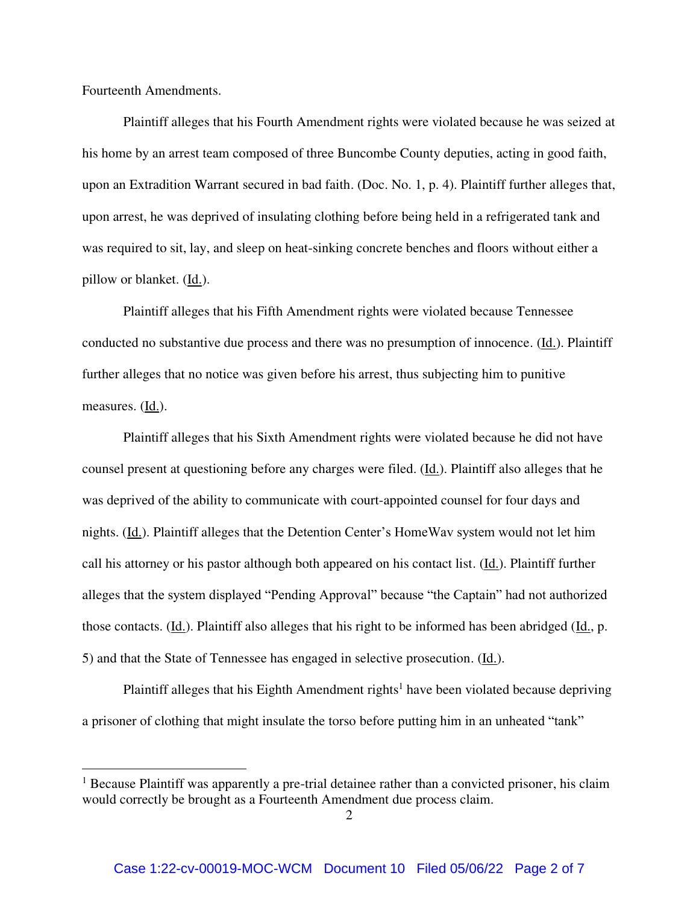Fourteenth Amendments.

Plaintiff alleges that his Fourth Amendment rights were violated because he was seized at his home by an arrest team composed of three Buncombe County deputies, acting in good faith, upon an Extradition Warrant secured in bad faith. (Doc. No. 1, p. 4). Plaintiff further alleges that, upon arrest, he was deprived of insulating clothing before being held in a refrigerated tank and was required to sit, lay, and sleep on heat-sinking concrete benches and floors without either a pillow or blanket. (Id.).

Plaintiff alleges that his Fifth Amendment rights were violated because Tennessee conducted no substantive due process and there was no presumption of innocence. (Id.). Plaintiff further alleges that no notice was given before his arrest, thus subjecting him to punitive measures. (Id.).

Plaintiff alleges that his Sixth Amendment rights were violated because he did not have counsel present at questioning before any charges were filed. (Id.). Plaintiff also alleges that he was deprived of the ability to communicate with court-appointed counsel for four days and nights. (Id.). Plaintiff alleges that the Detention Center's HomeWav system would not let him call his attorney or his pastor although both appeared on his contact list. (Id.). Plaintiff further alleges that the system displayed "Pending Approval" because "the Captain" had not authorized those contacts. (Id.). Plaintiff also alleges that his right to be informed has been abridged (Id., p. 5) and that the State of Tennessee has engaged in selective prosecution. (Id.).

Plaintiff alleges that his Eighth Amendment rights[1] have been violated because depriving a prisoner of clothing that might insulate the torso before putting him in an unheated "tank"

[1] Because Plaintiff was apparently a pre-trial detainee rather than a convicted prisoner, his claim would correctly be brought as a Fourteenth Amendment due process claim.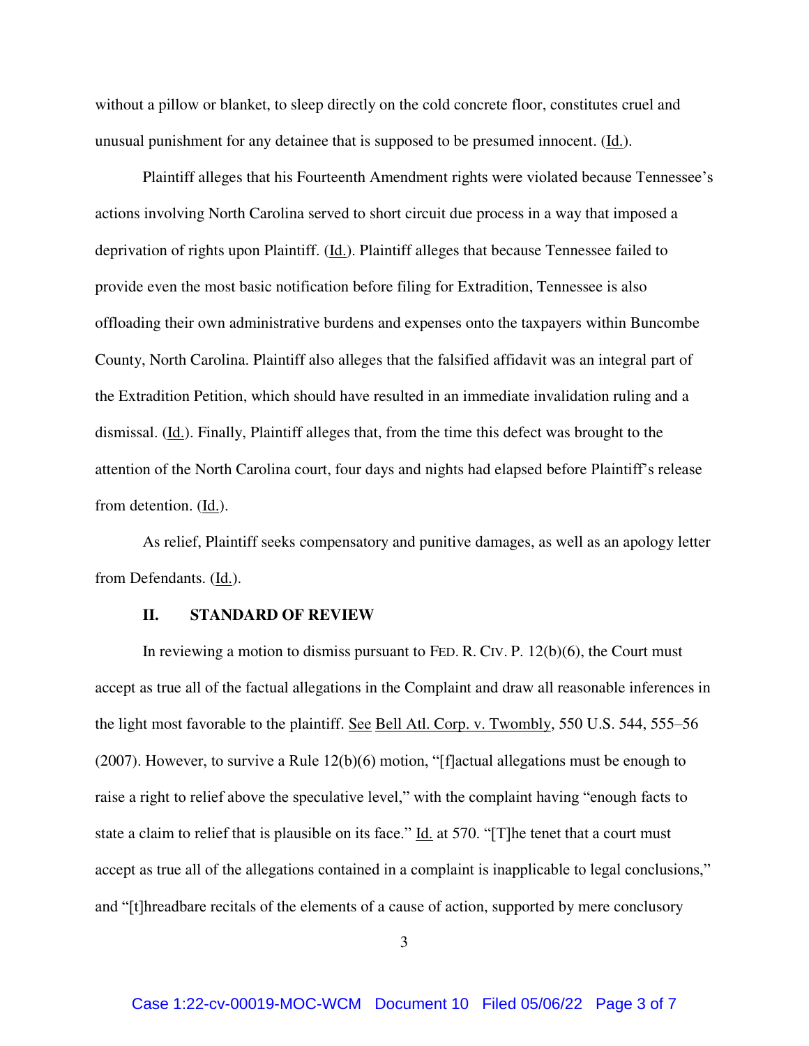without a pillow or blanket, to sleep directly on the cold concrete floor, constitutes cruel and unusual punishment for any detainee that is supposed to be presumed innocent. (Id.).

Plaintiff alleges that his Fourteenth Amendment rights were violated because Tennessee's actions involving North Carolina served to short circuit due process in a way that imposed a deprivation of rights upon Plaintiff. (Id.). Plaintiff alleges that because Tennessee failed to provide even the most basic notification before filing for Extradition, Tennessee is also offloading their own administrative burdens and expenses onto the taxpayers within Buncombe County, North Carolina. Plaintiff also alleges that the falsified affidavit was an integral part of the Extradition Petition, which should have resulted in an immediate invalidation ruling and a dismissal. (Id.). Finally, Plaintiff alleges that, from the time this defect was brought to the attention of the North Carolina court, four days and nights had elapsed before Plaintiff's release from detention. (Id.).

As relief, Plaintiff seeks compensatory and punitive damages, as well as an apology letter from Defendants. (Id.).

## II. STANDARD OF REVIEW

In reviewing a motion to dismiss pursuant to FED. R. CIV. P. 12(b)(6), the Court must accept as true all of the factual allegations in the Complaint and draw all reasonable inferences in the light most favorable to the plaintiff. See Bell Atl. Corp. v. Twombly, 550 U.S. 544, 555–56 (2007). However, to survive a Rule 12(b)(6) motion, "[f]actual allegations must be enough to raise a right to relief above the speculative level," with the complaint having "enough facts to state a claim to relief that is plausible on its face." Id. at 570. "[T]he tenet that a court must accept as true all of the allegations contained in a complaint is inapplicable to legal conclusions," and "[t]hreadbare recitals of the elements of a cause of action, supported by mere conclusory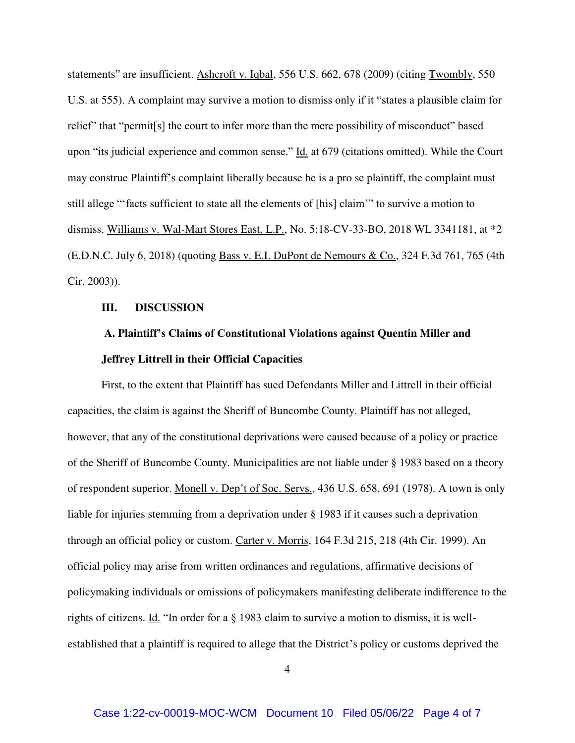statements" are insufficient. Ashcroft v. Iqbal, 556 U.S. 662, 678 (2009) (citing Twombly, 550 U.S. at 555). A complaint may survive a motion to dismiss only if it "states a plausible claim for relief" that "permit[s] the court to infer more than the mere possibility of misconduct" based upon "its judicial experience and common sense." Id. at 679 (citations omitted). While the Court may construe Plaintiff's complaint liberally because he is a pro se plaintiff, the complaint must still allege "'facts sufficient to state all the elements of [his] claim'" to survive a motion to dismiss. Williams v. Wal-Mart Stores East, L.P., No. 5:18-CV-33-BO, 2018 WL 3341181, at *2 (E.D.N.C. July 6, 2018) (quoting Bass v. E.I. DuPont de Nemours & Co., 324 F.3d 761, 765 (4th Cir. 2003)).

## III. DISCUSSION

### A. Plaintiff's Claims of Constitutional Violations against Quentin Miller and Jeffrey Littrell in their Official Capacities

First, to the extent that Plaintiff has sued Defendants Miller and Littrell in their official capacities, the claim is against the Sheriff of Buncombe County. Plaintiff has not alleged, however, that any of the constitutional deprivations were caused because of a policy or practice of the Sheriff of Buncombe County. Municipalities are not liable under § 1983 based on a theory of respondent superior. Monell v. Dep't of Soc. Servs., 436 U.S. 658, 691 (1978). A town is only liable for injuries stemming from a deprivation under § 1983 if it causes such a deprivation through an official policy or custom. Carter v. Morris, 164 F.3d 215, 218 (4th Cir. 1999). An official policy may arise from written ordinances and regulations, affirmative decisions of policymaking individuals or omissions of policymakers manifesting deliberate indifference to the rights of citizens. Id. "In order for a § 1983 claim to survive a motion to dismiss, it is well-established that a plaintiff is required to allege that the District's policy or customs deprived the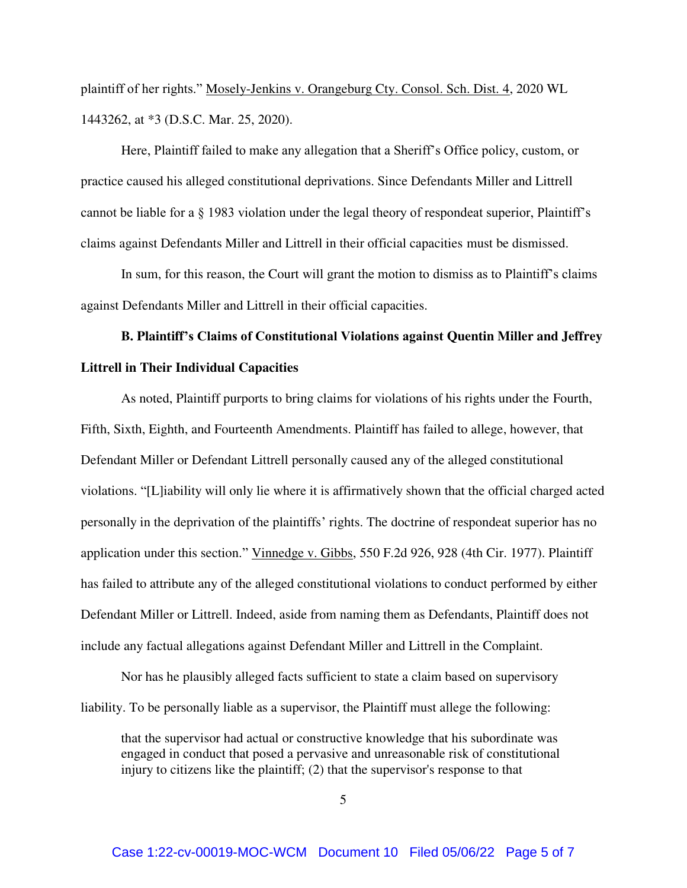plaintiff of her rights." Mosely-Jenkins v. Orangeburg Cty. Consol. Sch. Dist. 4, 2020 WL 1443262, at *3 (D.S.C. Mar. 25, 2020).

Here, Plaintiff failed to make any allegation that a Sheriff's Office policy, custom, or practice caused his alleged constitutional deprivations. Since Defendants Miller and Littrell cannot be liable for a § 1983 violation under the legal theory of respondeat superior, Plaintiff's claims against Defendants Miller and Littrell in their official capacities must be dismissed.

In sum, for this reason, the Court will grant the motion to dismiss as to Plaintiff's claims against Defendants Miller and Littrell in their official capacities.

**B. Plaintiff's Claims of Constitutional Violations against Quentin Miller and Jeffrey Littrell in Their Individual Capacities**

As noted, Plaintiff purports to bring claims for violations of his rights under the Fourth, Fifth, Sixth, Eighth, and Fourteenth Amendments. Plaintiff has failed to allege, however, that Defendant Miller or Defendant Littrell personally caused any of the alleged constitutional violations. "[L]iability will only lie where it is affirmatively shown that the official charged acted personally in the deprivation of the plaintiffs' rights. The doctrine of respondeat superior has no application under this section." Vinnedge v. Gibbs, 550 F.2d 926, 928 (4th Cir. 1977). Plaintiff has failed to attribute any of the alleged constitutional violations to conduct performed by either Defendant Miller or Littrell. Indeed, aside from naming them as Defendants, Plaintiff does not include any factual allegations against Defendant Miller and Littrell in the Complaint.

Nor has he plausibly alleged facts sufficient to state a claim based on supervisory liability. To be personally liable as a supervisor, the Plaintiff must allege the following:

> that the supervisor had actual or constructive knowledge that his subordinate was engaged in conduct that posed a pervasive and unreasonable risk of constitutional injury to citizens like the plaintiff; (2) that the supervisor's response to that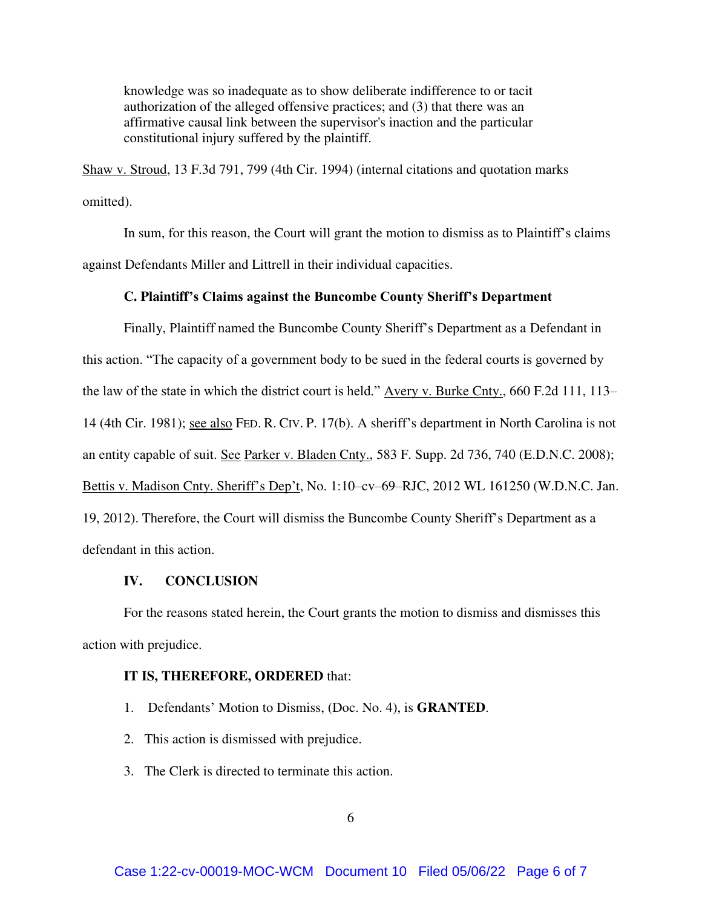> knowledge was so inadequate as to show deliberate indifference to or tacit authorization of the alleged offensive practices; and (3) that there was an affirmative causal link between the supervisor's inaction and the particular constitutional injury suffered by the plaintiff.

Shaw v. Stroud, 13 F.3d 791, 799 (4th Cir. 1994) (internal citations and quotation marks omitted).

In sum, for this reason, the Court will grant the motion to dismiss as to Plaintiff's claims against Defendants Miller and Littrell in their individual capacities.

**C. Plaintiff's Claims against the Buncombe County Sheriff's Department**

Finally, Plaintiff named the Buncombe County Sheriff's Department as a Defendant in this action. "The capacity of a government body to be sued in the federal courts is governed by the law of the state in which the district court is held." Avery v. Burke Cnty., 660 F.2d 111, 113–14 (4th Cir. 1981); see also FED. R. CIV. P. 17(b). A sheriff's department in North Carolina is not an entity capable of suit. See Parker v. Bladen Cnty., 583 F. Supp. 2d 736, 740 (E.D.N.C. 2008); Bettis v. Madison Cnty. Sheriff's Dep't, No. 1:10–cv–69–RJC, 2012 WL 161250 (W.D.N.C. Jan. 19, 2012). Therefore, the Court will dismiss the Buncombe County Sheriff's Department as a defendant in this action.

**IV. CONCLUSION**

For the reasons stated herein, the Court grants the motion to dismiss and dismisses this action with prejudice.

**IT IS, THEREFORE, ORDERED** that:

1. Defendants' Motion to Dismiss, (Doc. No. 4), is **GRANTED**.
2. This action is dismissed with prejudice.
3. The Clerk is directed to terminate this action.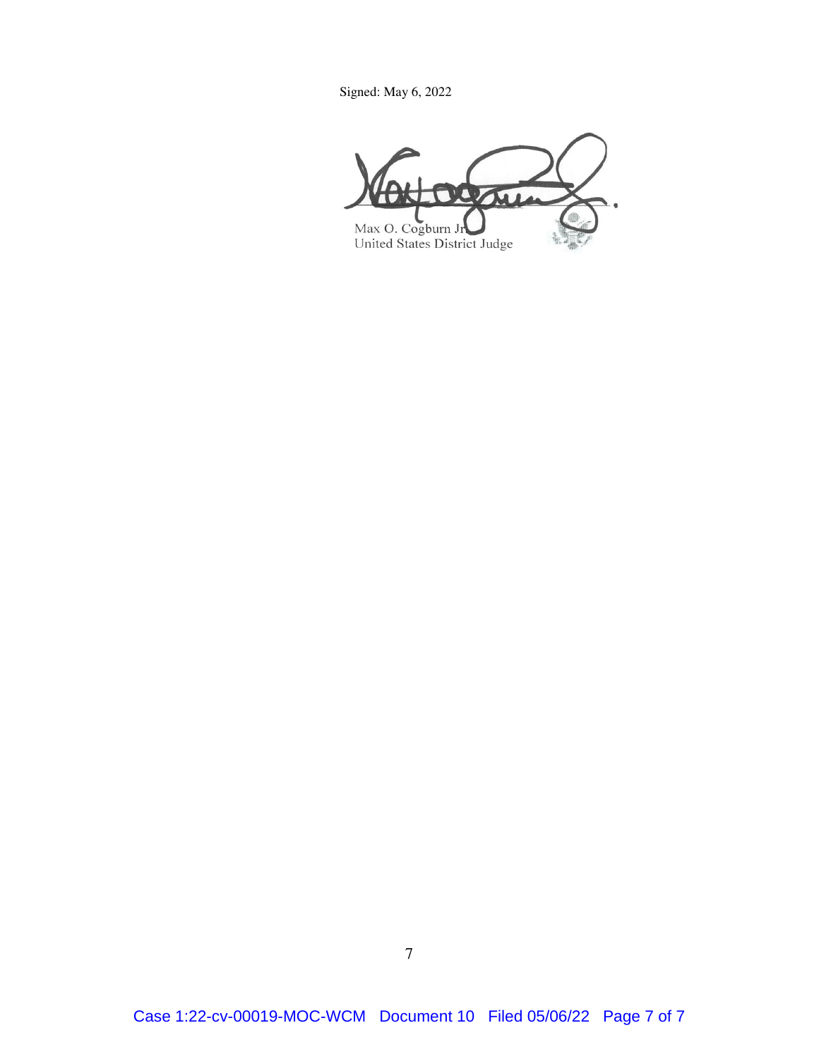Signed: May 6, 2022

Max O. Cogburn Jr
United States District Judge